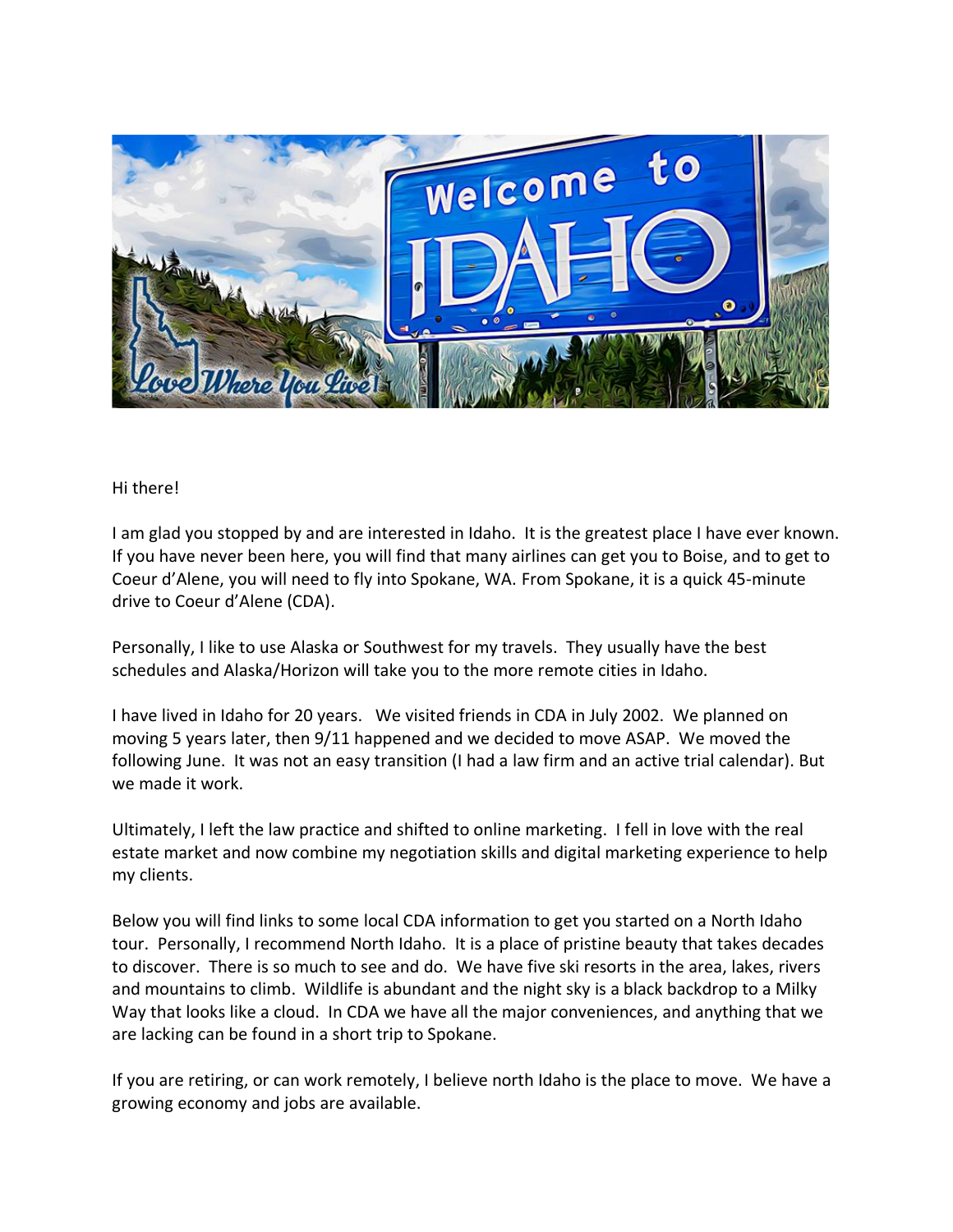Hi there!

I am glad you stopped by and are interested in Idaho. It is the greatest place I have ever known. If you have never been here, you will find that many airlines can get you to Boise, and to get to Coeur d'Alene, you will need to fly into Spokane, WA. From Spokane, it is a quick 45-minute drive to Coeur d'Alene (CDA).

Personally, I like to use Alaska or Southwest for my travels. They usually have the best schedules and Alaska/Horizon will take you to the more remote cities in Idaho.

I have lived in Idaho for 20 years. We visited friends in CDA in July 2002. We planned on moving 5 years later, then 9/11 happened and we decided to move ASAP. We moved the following June. It was not an easy transition (I had a law firm and an active trial calendar). But we made it work.

Ultimately, I left the law practice and shifted to online marketing. I fell in love with the real estate market and now combine my negotiation skills and digital marketing experience to help my clients.

Below you will find links to some local CDA information to get you started on a North Idaho tour. Personally, I recommend North Idaho. It is a place of pristine beauty that takes decades to discover. There is so much to see and do. We have five ski resorts in the area, lakes, rivers and mountains to climb. Wildlife is abundant and the night sky is a black backdrop to a Milky Way that looks like a cloud. In CDA we have all the major conveniences, and anything that we are lacking can be found in a short trip to Spokane.

If you are retiring, or can work remotely, I believe north Idaho is the place to move. We have a growing economy and jobs are available.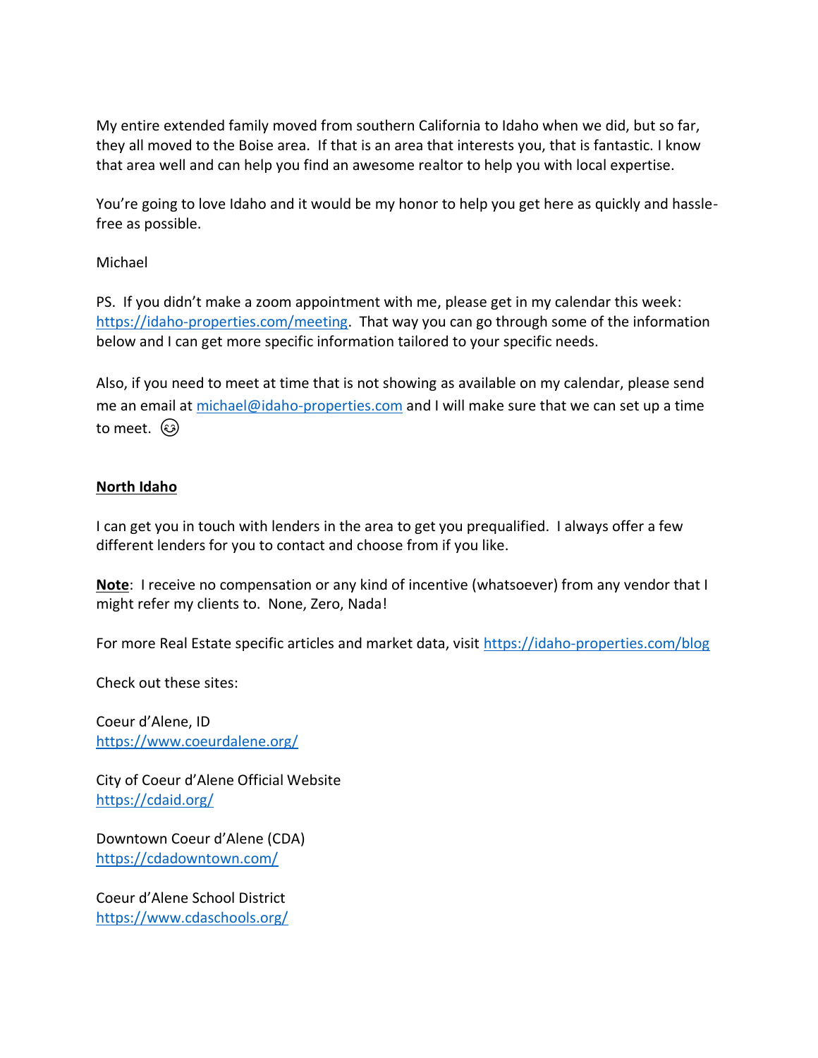My entire extended family moved from southern California to Idaho when we did, but so far, they all moved to the Boise area. If that is an area that interests you, that is fantastic. I know that area well and can help you find an awesome realtor to help you with local expertise.

You're going to love Idaho and it would be my honor to help you get here as quickly and hassle-free as possible.

Michael

PS. If you didn't make a zoom appointment with me, please get in my calendar this week: [https://idaho-properties.com/meeting](https://idaho-properties.com/meeting). That way you can go through some of the information below and I can get more specific information tailored to your specific needs.

Also, if you need to meet at time that is not showing as available on my calendar, please send me an email at [michael@idaho-properties.com](mailto:michael@idaho-properties.com) and I will make sure that we can set up a time to meet. 😉

**North Idaho**

I can get you in touch with lenders in the area to get you prequalified. I always offer a few different lenders for you to contact and choose from if you like.

**Note**: I receive no compensation or any kind of incentive (whatsoever) from any vendor that I might refer my clients to. None, Zero, Nada!

For more Real Estate specific articles and market data, visit [https://idaho-properties.com/blog](https://idaho-properties.com/blog)

Check out these sites:

Coeur d'Alene, ID
[https://www.coeurdalene.org/](https://www.coeurdalene.org/)

City of Coeur d'Alene Official Website
[https://cdaid.org/](https://cdaid.org/)

Downtown Coeur d'Alene (CDA)
[https://cdadowntown.com/](https://cdadowntown.com/)

Coeur d'Alene School District
[https://www.cdaschools.org/](https://www.cdaschools.org/)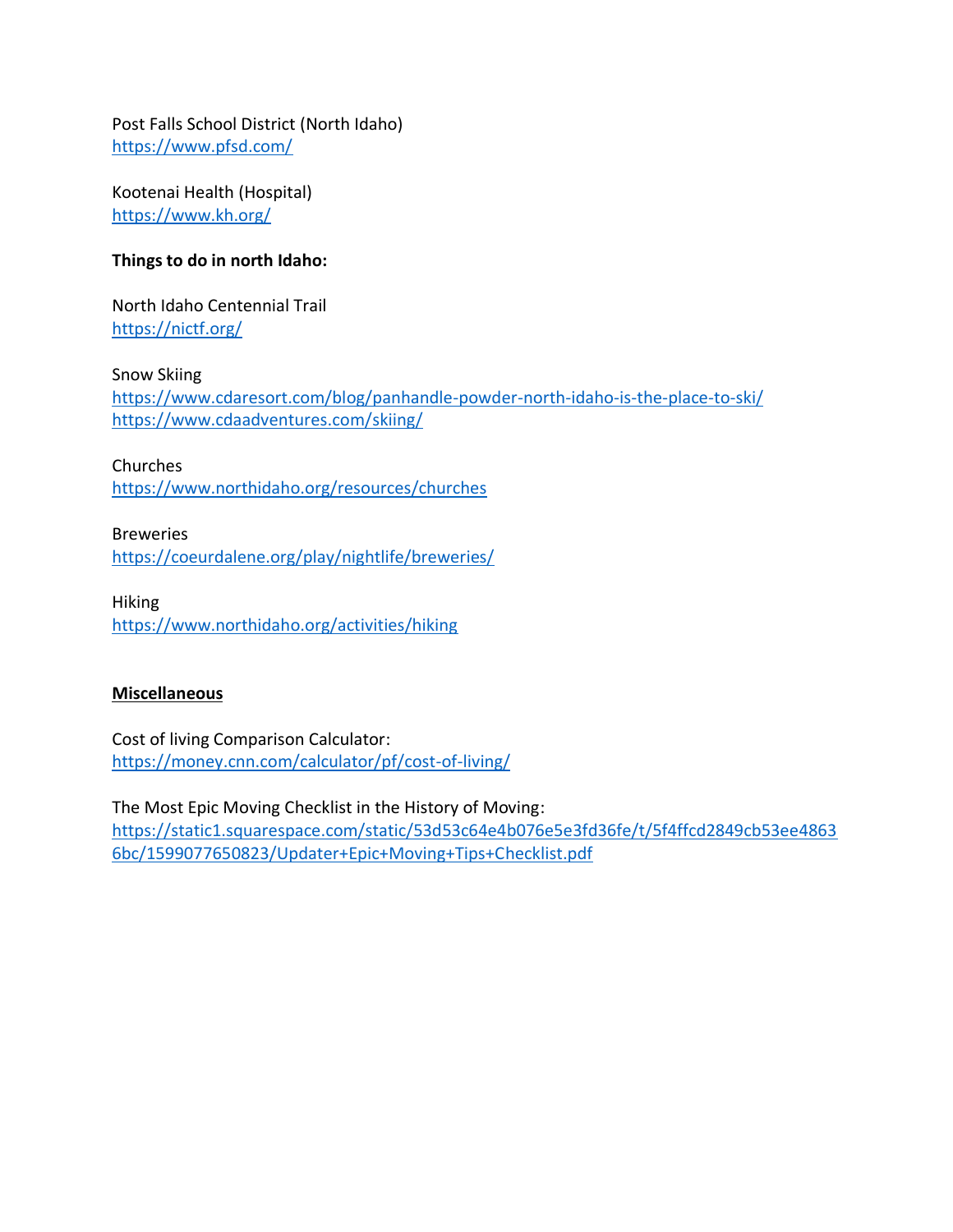Post Falls School District (North Idaho)
https://www.pfsd.com/

Kootenai Health (Hospital)
https://www.kh.org/

**Things to do in north Idaho:**

North Idaho Centennial Trail
https://nictf.org/

Snow Skiing
https://www.cdaresort.com/blog/panhandle-powder-north-idaho-is-the-place-to-ski/
https://www.cdaadventures.com/skiing/

Churches
https://www.northidaho.org/resources/churches

Breweries
https://coeurdalene.org/play/nightlife/breweries/

Hiking
https://www.northidaho.org/activities/hiking

**<u>Miscellaneous</u>**

Cost of living Comparison Calculator:
https://money.cnn.com/calculator/pf/cost-of-living/

The Most Epic Moving Checklist in the History of Moving:
https://static1.squarespace.com/static/53d53c64e4b076e5e3fd36fe/t/5f4ffcd2849cb53ee48636bc/1599077650823/Updater+Epic+Moving+Tips+Checklist.pdf